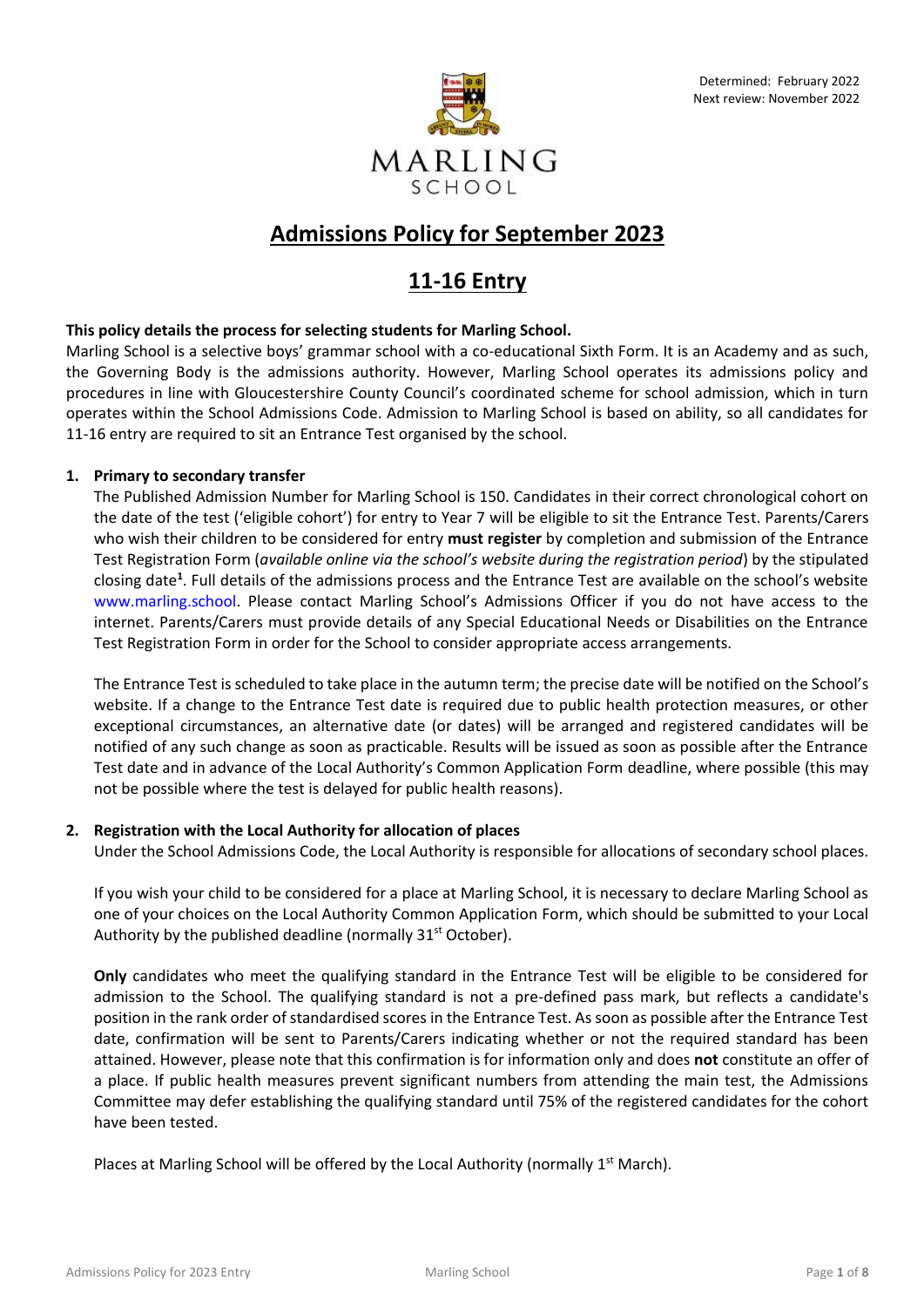Determined: February 2022
Next review: November 2022

MARLING SCHOOL

# Admissions Policy for September 2023

## 11-16 Entry

**This policy details the process for selecting students for Marling School.**

Marling School is a selective boys' grammar school with a co-educational Sixth Form. It is an Academy and as such, the Governing Body is the admissions authority. However, Marling School operates its admissions policy and procedures in line with Gloucestershire County Council's coordinated scheme for school admission, which in turn operates within the School Admissions Code. Admission to Marling School is based on ability, so all candidates for 11-16 entry are required to sit an Entrance Test organised by the school.

### 1. Primary to secondary transfer

The Published Admission Number for Marling School is 150. Candidates in their correct chronological cohort on the date of the test ('eligible cohort') for entry to Year 7 will be eligible to sit the Entrance Test. Parents/Carers who wish their children to be considered for entry **must register** by completion and submission of the Entrance Test Registration Form (*available online via the school's website during the registration period*) by the stipulated closing date[1]. Full details of the admissions process and the Entrance Test are available on the school's website www.marling.school. Please contact Marling School's Admissions Officer if you do not have access to the internet. Parents/Carers must provide details of any Special Educational Needs or Disabilities on the Entrance Test Registration Form in order for the School to consider appropriate access arrangements.

The Entrance Test is scheduled to take place in the autumn term; the precise date will be notified on the School's website. If a change to the Entrance Test date is required due to public health protection measures, or other exceptional circumstances, an alternative date (or dates) will be arranged and registered candidates will be notified of any such change as soon as practicable. Results will be issued as soon as possible after the Entrance Test date and in advance of the Local Authority's Common Application Form deadline, where possible (this may not be possible where the test is delayed for public health reasons).

### 2. Registration with the Local Authority for allocation of places

Under the School Admissions Code, the Local Authority is responsible for allocations of secondary school places.

If you wish your child to be considered for a place at Marling School, it is necessary to declare Marling School as one of your choices on the Local Authority Common Application Form, which should be submitted to your Local Authority by the published deadline (normally 31st October).

**Only** candidates who meet the qualifying standard in the Entrance Test will be eligible to be considered for admission to the School. The qualifying standard is not a pre-defined pass mark, but reflects a candidate's position in the rank order of standardised scores in the Entrance Test. As soon as possible after the Entrance Test date, confirmation will be sent to Parents/Carers indicating whether or not the required standard has been attained. However, please note that this confirmation is for information only and does **not** constitute an offer of a place. If public health measures prevent significant numbers from attending the main test, the Admissions Committee may defer establishing the qualifying standard until 75% of the registered candidates for the cohort have been tested.

Places at Marling School will be offered by the Local Authority (normally 1st March).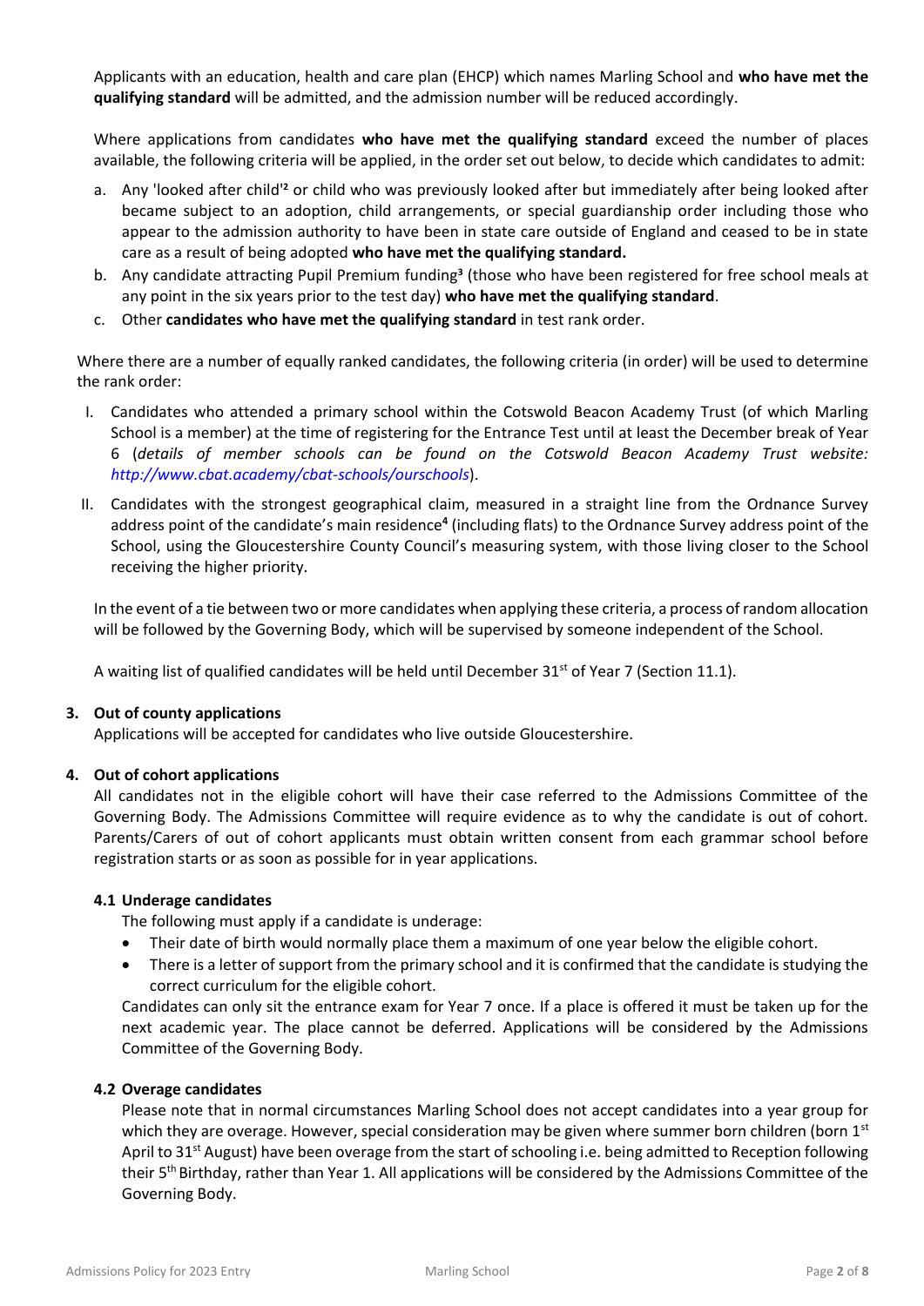Applicants with an education, health and care plan (EHCP) which names Marling School and **who have met the qualifying standard** will be admitted, and the admission number will be reduced accordingly.

Where applications from candidates **who have met the qualifying standard** exceed the number of places available, the following criteria will be applied, in the order set out below, to decide which candidates to admit:

a. Any 'looked after child'[2] or child who was previously looked after but immediately after being looked after became subject to an adoption, child arrangements, or special guardianship order including those who appear to the admission authority to have been in state care outside of England and ceased to be in state care as a result of being adopted **who have met the qualifying standard.**
b. Any candidate attracting Pupil Premium funding[3] (those who have been registered for free school meals at any point in the six years prior to the test day) **who have met the qualifying standard**.
c. Other **candidates who have met the qualifying standard** in test rank order.

Where there are a number of equally ranked candidates, the following criteria (in order) will be used to determine the rank order:

I. Candidates who attended a primary school within the Cotswold Beacon Academy Trust (of which Marling School is a member) at the time of registering for the Entrance Test until at least the December break of Year 6 (*details of member schools can be found on the Cotswold Beacon Academy Trust website: http://www.cbat.academy/cbat-schools/ourschools*).

II. Candidates with the strongest geographical claim, measured in a straight line from the Ordnance Survey address point of the candidate's main residence[4] (including flats) to the Ordnance Survey address point of the School, using the Gloucestershire County Council's measuring system, with those living closer to the School receiving the higher priority.

In the event of a tie between two or more candidates when applying these criteria, a process of random allocation will be followed by the Governing Body, which will be supervised by someone independent of the School.

A waiting list of qualified candidates will be held until December 31st of Year 7 (Section 11.1).

### 3. Out of county applications

Applications will be accepted for candidates who live outside Gloucestershire.

### 4. Out of cohort applications

All candidates not in the eligible cohort will have their case referred to the Admissions Committee of the Governing Body. The Admissions Committee will require evidence as to why the candidate is out of cohort. Parents/Carers of out of cohort applicants must obtain written consent from each grammar school before registration starts or as soon as possible for in year applications.

#### 4.1 Underage candidates

The following must apply if a candidate is underage:

- Their date of birth would normally place them a maximum of one year below the eligible cohort.
- There is a letter of support from the primary school and it is confirmed that the candidate is studying the correct curriculum for the eligible cohort.

Candidates can only sit the entrance exam for Year 7 once. If a place is offered it must be taken up for the next academic year. The place cannot be deferred. Applications will be considered by the Admissions Committee of the Governing Body.

#### 4.2 Overage candidates

Please note that in normal circumstances Marling School does not accept candidates into a year group for which they are overage. However, special consideration may be given where summer born children (born 1st April to 31st August) have been overage from the start of schooling i.e. being admitted to Reception following their 5th Birthday, rather than Year 1. All applications will be considered by the Admissions Committee of the Governing Body.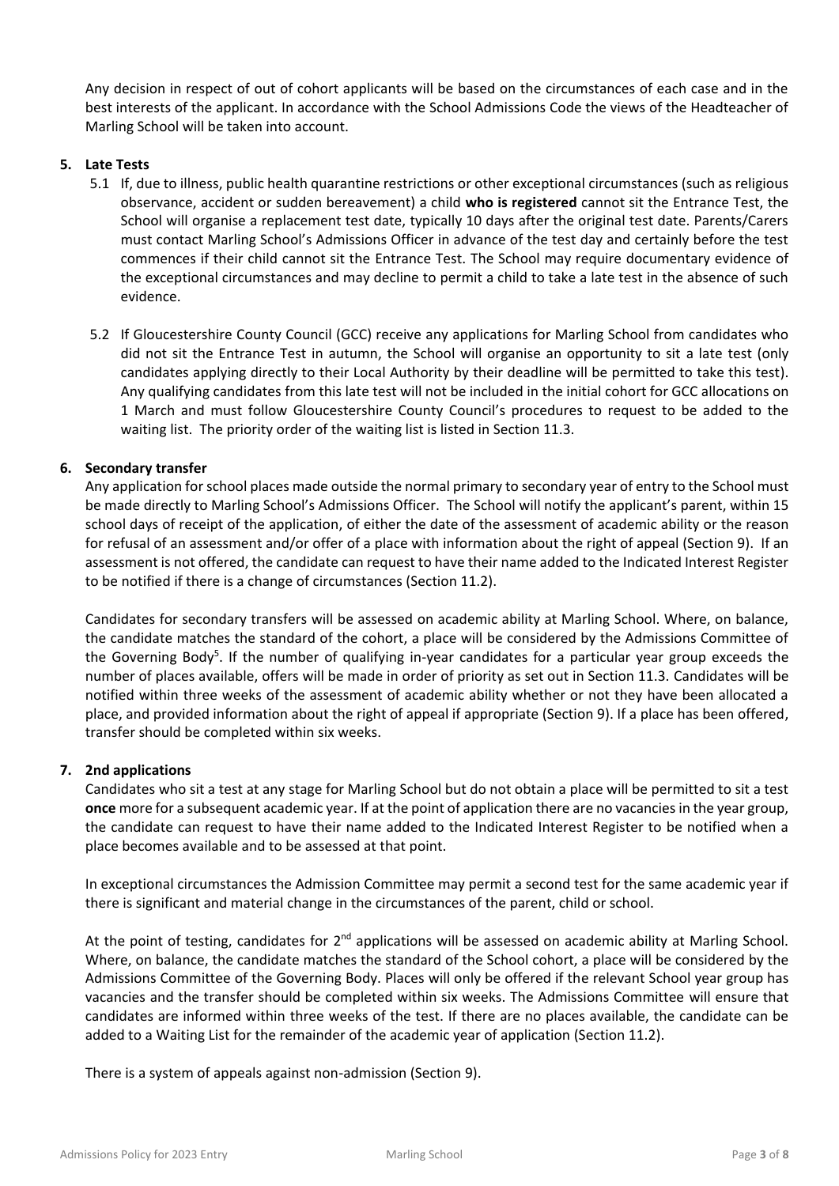Any decision in respect of out of cohort applicants will be based on the circumstances of each case and in the best interests of the applicant. In accordance with the School Admissions Code the views of the Headteacher of Marling School will be taken into account.

## 5. Late Tests

5.1 If, due to illness, public health quarantine restrictions or other exceptional circumstances (such as religious observance, accident or sudden bereavement) a child **who is registered** cannot sit the Entrance Test, the School will organise a replacement test date, typically 10 days after the original test date. Parents/Carers must contact Marling School's Admissions Officer in advance of the test day and certainly before the test commences if their child cannot sit the Entrance Test. The School may require documentary evidence of the exceptional circumstances and may decline to permit a child to take a late test in the absence of such evidence.

5.2 If Gloucestershire County Council (GCC) receive any applications for Marling School from candidates who did not sit the Entrance Test in autumn, the School will organise an opportunity to sit a late test (only candidates applying directly to their Local Authority by their deadline will be permitted to take this test). Any qualifying candidates from this late test will not be included in the initial cohort for GCC allocations on 1 March and must follow Gloucestershire County Council's procedures to request to be added to the waiting list. The priority order of the waiting list is listed in Section 11.3.

## 6. Secondary transfer

Any application for school places made outside the normal primary to secondary year of entry to the School must be made directly to Marling School's Admissions Officer. The School will notify the applicant's parent, within 15 school days of receipt of the application, of either the date of the assessment of academic ability or the reason for refusal of an assessment and/or offer of a place with information about the right of appeal (Section 9). If an assessment is not offered, the candidate can request to have their name added to the Indicated Interest Register to be notified if there is a change of circumstances (Section 11.2).

Candidates for secondary transfers will be assessed on academic ability at Marling School. Where, on balance, the candidate matches the standard of the cohort, a place will be considered by the Admissions Committee of the Governing Body[5]. If the number of qualifying in-year candidates for a particular year group exceeds the number of places available, offers will be made in order of priority as set out in Section 11.3. Candidates will be notified within three weeks of the assessment of academic ability whether or not they have been allocated a place, and provided information about the right of appeal if appropriate (Section 9). If a place has been offered, transfer should be completed within six weeks.

## 7. 2nd applications

Candidates who sit a test at any stage for Marling School but do not obtain a place will be permitted to sit a test **once** more for a subsequent academic year. If at the point of application there are no vacancies in the year group, the candidate can request to have their name added to the Indicated Interest Register to be notified when a place becomes available and to be assessed at that point.

In exceptional circumstances the Admission Committee may permit a second test for the same academic year if there is significant and material change in the circumstances of the parent, child or school.

At the point of testing, candidates for 2nd applications will be assessed on academic ability at Marling School. Where, on balance, the candidate matches the standard of the School cohort, a place will be considered by the Admissions Committee of the Governing Body. Places will only be offered if the relevant School year group has vacancies and the transfer should be completed within six weeks. The Admissions Committee will ensure that candidates are informed within three weeks of the test. If there are no places available, the candidate can be added to a Waiting List for the remainder of the academic year of application (Section 11.2).

There is a system of appeals against non-admission (Section 9).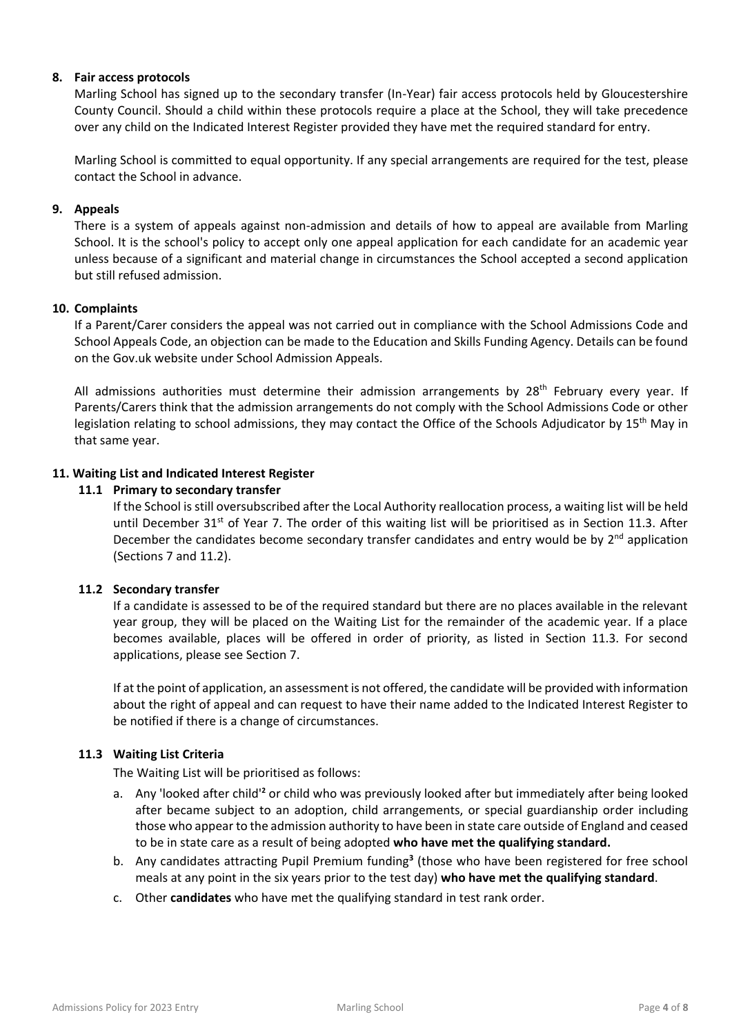## 8. Fair access protocols

Marling School has signed up to the secondary transfer (In-Year) fair access protocols held by Gloucestershire County Council. Should a child within these protocols require a place at the School, they will take precedence over any child on the Indicated Interest Register provided they have met the required standard for entry.

Marling School is committed to equal opportunity. If any special arrangements are required for the test, please contact the School in advance.

## 9. Appeals

There is a system of appeals against non-admission and details of how to appeal are available from Marling School. It is the school's policy to accept only one appeal application for each candidate for an academic year unless because of a significant and material change in circumstances the School accepted a second application but still refused admission.

## 10. Complaints

If a Parent/Carer considers the appeal was not carried out in compliance with the School Admissions Code and School Appeals Code, an objection can be made to the Education and Skills Funding Agency. Details can be found on the Gov.uk website under School Admission Appeals.

All admissions authorities must determine their admission arrangements by 28th February every year. If Parents/Carers think that the admission arrangements do not comply with the School Admissions Code or other legislation relating to school admissions, they may contact the Office of the Schools Adjudicator by 15th May in that same year.

## 11. Waiting List and Indicated Interest Register

### 11.1 Primary to secondary transfer

If the School is still oversubscribed after the Local Authority reallocation process, a waiting list will be held until December 31st of Year 7. The order of this waiting list will be prioritised as in Section 11.3. After December the candidates become secondary transfer candidates and entry would be by 2nd application (Sections 7 and 11.2).

### 11.2 Secondary transfer

If a candidate is assessed to be of the required standard but there are no places available in the relevant year group, they will be placed on the Waiting List for the remainder of the academic year. If a place becomes available, places will be offered in order of priority, as listed in Section 11.3. For second applications, please see Section 7.

If at the point of application, an assessment is not offered, the candidate will be provided with information about the right of appeal and can request to have their name added to the Indicated Interest Register to be notified if there is a change of circumstances.

### 11.3 Waiting List Criteria

The Waiting List will be prioritised as follows:

a. Any 'looked after child'[2] or child who was previously looked after but immediately after being looked after became subject to an adoption, child arrangements, or special guardianship order including those who appear to the admission authority to have been in state care outside of England and ceased to be in state care as a result of being adopted **who have met the qualifying standard.**

b. Any candidates attracting Pupil Premium funding[3] (those who have been registered for free school meals at any point in the six years prior to the test day) **who have met the qualifying standard**.

c. Other **candidates** who have met the qualifying standard in test rank order.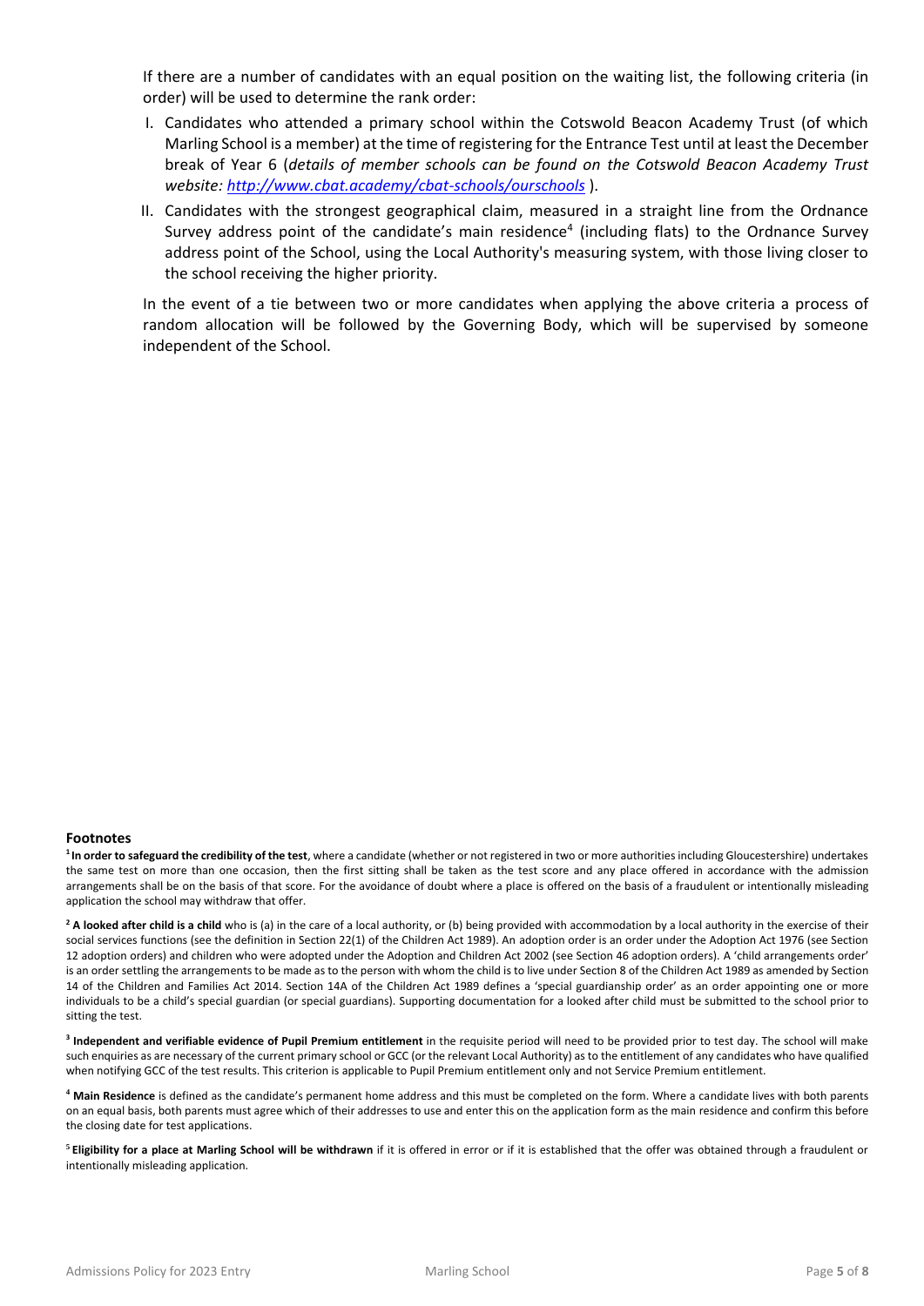If there are a number of candidates with an equal position on the waiting list, the following criteria (in order) will be used to determine the rank order:

I. Candidates who attended a primary school within the Cotswold Beacon Academy Trust (of which Marling School is a member) at the time of registering for the Entrance Test until at least the December break of Year 6 (*details of member schools can be found on the Cotswold Beacon Academy Trust website: http://www.cbat.academy/cbat-schools/ourschools* ).

II. Candidates with the strongest geographical claim, measured in a straight line from the Ordnance Survey address point of the candidate's main residence[4] (including flats) to the Ordnance Survey address point of the School, using the Local Authority's measuring system, with those living closer to the school receiving the higher priority.

In the event of a tie between two or more candidates when applying the above criteria a process of random allocation will be followed by the Governing Body, which will be supervised by someone independent of the School.

**Footnotes**

[1] **In order to safeguard the credibility of the test**, where a candidate (whether or not registered in two or more authorities including Gloucestershire) undertakes the same test on more than one occasion, then the first sitting shall be taken as the test score and any place offered in accordance with the admission arrangements shall be on the basis of that score. For the avoidance of doubt where a place is offered on the basis of a fraudulent or intentionally misleading application the school may withdraw that offer.

[2] **A looked after child is a child** who is (a) in the care of a local authority, or (b) being provided with accommodation by a local authority in the exercise of their social services functions (see the definition in Section 22(1) of the Children Act 1989). An adoption order is an order under the Adoption Act 1976 (see Section 12 adoption orders) and children who were adopted under the Adoption and Children Act 2002 (see Section 46 adoption orders). A 'child arrangements order' is an order settling the arrangements to be made as to the person with whom the child is to live under Section 8 of the Children Act 1989 as amended by Section 14 of the Children and Families Act 2014. Section 14A of the Children Act 1989 defines a 'special guardianship order' as an order appointing one or more individuals to be a child's special guardian (or special guardians). Supporting documentation for a looked after child must be submitted to the school prior to sitting the test.

[3] **Independent and verifiable evidence of Pupil Premium entitlement** in the requisite period will need to be provided prior to test day. The school will make such enquiries as are necessary of the current primary school or GCC (or the relevant Local Authority) as to the entitlement of any candidates who have qualified when notifying GCC of the test results. This criterion is applicable to Pupil Premium entitlement only and not Service Premium entitlement.

[4] **Main Residence** is defined as the candidate's permanent home address and this must be completed on the form. Where a candidate lives with both parents on an equal basis, both parents must agree which of their addresses to use and enter this on the application form as the main residence and confirm this before the closing date for test applications.

[5] **Eligibility for a place at Marling School will be withdrawn** if it is offered in error or if it is established that the offer was obtained through a fraudulent or intentionally misleading application.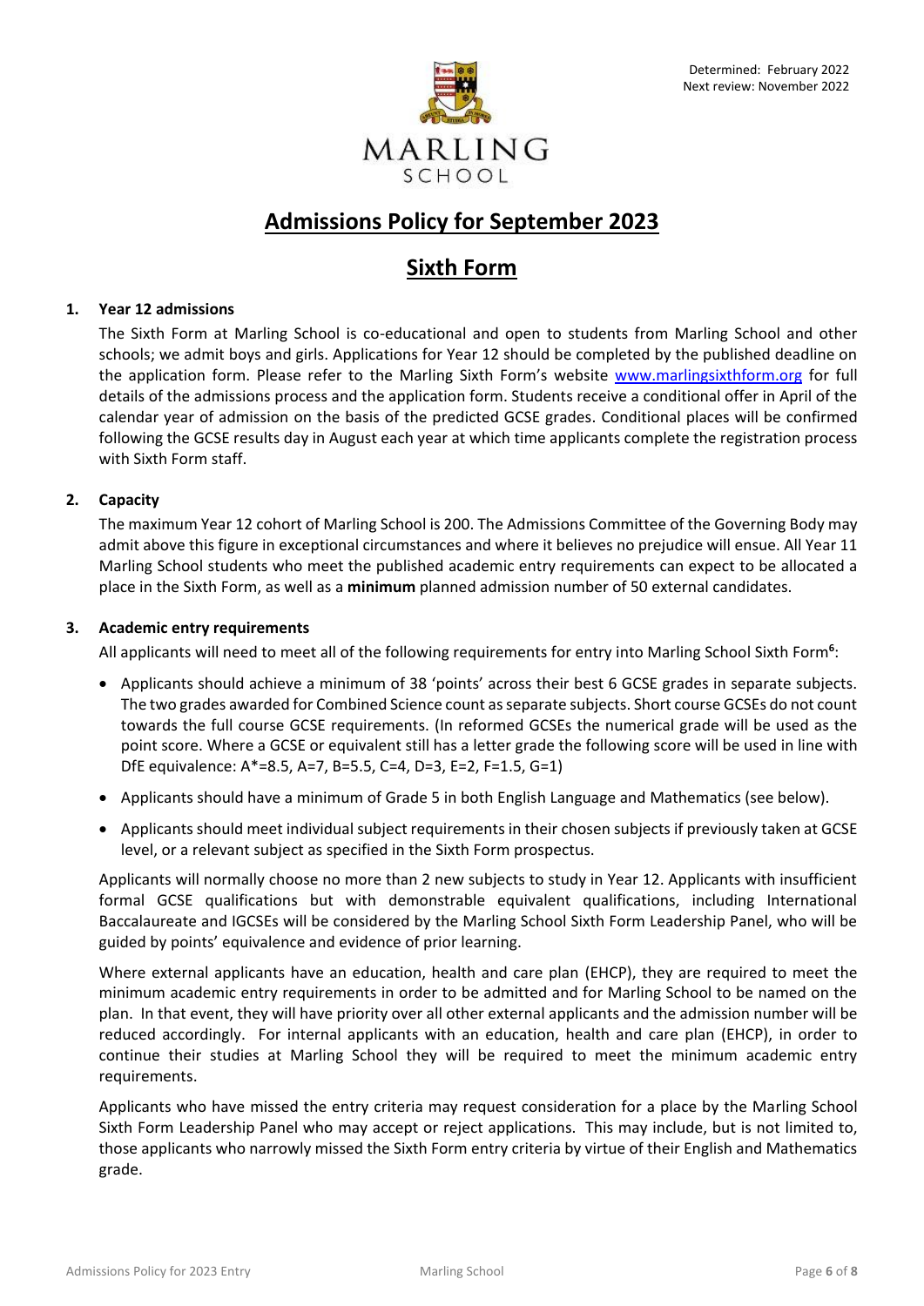Determined: February 2022
Next review: November 2022

MARLING
SCHOOL

# Admissions Policy for September 2023

## Sixth Form

### 1. Year 12 admissions

The Sixth Form at Marling School is co-educational and open to students from Marling School and other schools; we admit boys and girls. Applications for Year 12 should be completed by the published deadline on the application form. Please refer to the Marling Sixth Form's website [www.marlingsixthform.org](http://www.marlingsixthform.org) for full details of the admissions process and the application form. Students receive a conditional offer in April of the calendar year of admission on the basis of the predicted GCSE grades. Conditional places will be confirmed following the GCSE results day in August each year at which time applicants complete the registration process with Sixth Form staff.

### 2. Capacity

The maximum Year 12 cohort of Marling School is 200. The Admissions Committee of the Governing Body may admit above this figure in exceptional circumstances and where it believes no prejudice will ensue. All Year 11 Marling School students who meet the published academic entry requirements can expect to be allocated a place in the Sixth Form, as well as a **minimum** planned admission number of 50 external candidates.

### 3. Academic entry requirements

All applicants will need to meet all of the following requirements for entry into Marling School Sixth Form[6]:

- Applicants should achieve a minimum of 38 'points' across their best 6 GCSE grades in separate subjects. The two grades awarded for Combined Science count as separate subjects. Short course GCSEs do not count towards the full course GCSE requirements. (In reformed GCSEs the numerical grade will be used as the point score. Where a GCSE or equivalent still has a letter grade the following score will be used in line with DfE equivalence: A*=8.5, A=7, B=5.5, C=4, D=3, E=2, F=1.5, G=1)
- Applicants should have a minimum of Grade 5 in both English Language and Mathematics (see below).
- Applicants should meet individual subject requirements in their chosen subjects if previously taken at GCSE level, or a relevant subject as specified in the Sixth Form prospectus.

Applicants will normally choose no more than 2 new subjects to study in Year 12. Applicants with insufficient formal GCSE qualifications but with demonstrable equivalent qualifications, including International Baccalaureate and IGCSEs will be considered by the Marling School Sixth Form Leadership Panel, who will be guided by points' equivalence and evidence of prior learning.

Where external applicants have an education, health and care plan (EHCP), they are required to meet the minimum academic entry requirements in order to be admitted and for Marling School to be named on the plan. In that event, they will have priority over all other external applicants and the admission number will be reduced accordingly. For internal applicants with an education, health and care plan (EHCP), in order to continue their studies at Marling School they will be required to meet the minimum academic entry requirements.

Applicants who have missed the entry criteria may request consideration for a place by the Marling School Sixth Form Leadership Panel who may accept or reject applications. This may include, but is not limited to, those applicants who narrowly missed the Sixth Form entry criteria by virtue of their English and Mathematics grade.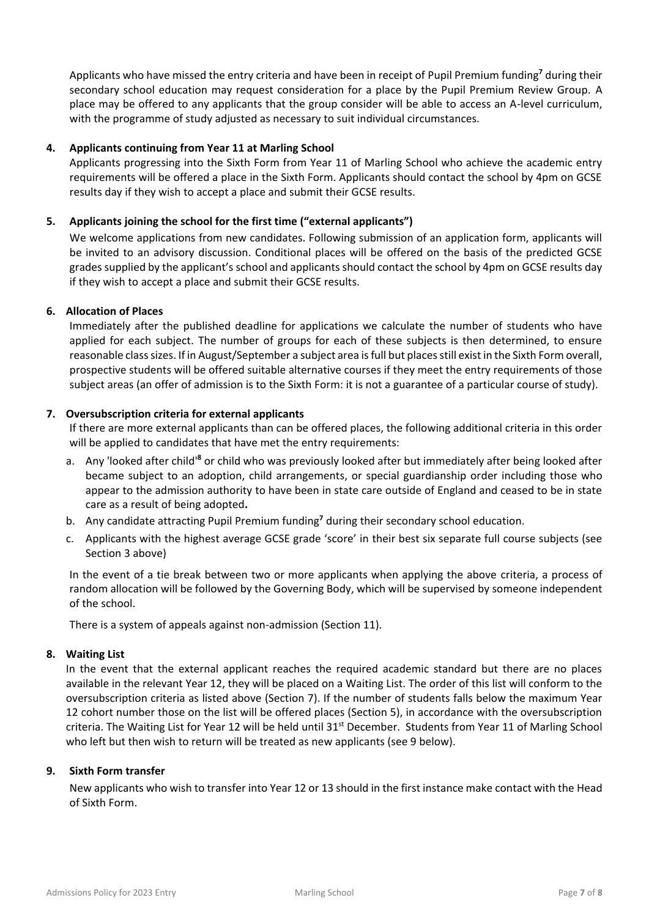Applicants who have missed the entry criteria and have been in receipt of Pupil Premium funding[7] during their secondary school education may request consideration for a place by the Pupil Premium Review Group. A place may be offered to any applicants that the group consider will be able to access an A-level curriculum, with the programme of study adjusted as necessary to suit individual circumstances.

**4. Applicants continuing from Year 11 at Marling School**

Applicants progressing into the Sixth Form from Year 11 of Marling School who achieve the academic entry requirements will be offered a place in the Sixth Form. Applicants should contact the school by 4pm on GCSE results day if they wish to accept a place and submit their GCSE results.

**5. Applicants joining the school for the first time ("external applicants")**

We welcome applications from new candidates. Following submission of an application form, applicants will be invited to an advisory discussion. Conditional places will be offered on the basis of the predicted GCSE grades supplied by the applicant's school and applicants should contact the school by 4pm on GCSE results day if they wish to accept a place and submit their GCSE results.

**6. Allocation of Places**

Immediately after the published deadline for applications we calculate the number of students who have applied for each subject. The number of groups for each of these subjects is then determined, to ensure reasonable class sizes. If in August/September a subject area is full but places still exist in the Sixth Form overall, prospective students will be offered suitable alternative courses if they meet the entry requirements of those subject areas (an offer of admission is to the Sixth Form: it is not a guarantee of a particular course of study).

**7. Oversubscription criteria for external applicants**

If there are more external applicants than can be offered places, the following additional criteria in this order will be applied to candidates that have met the entry requirements:

a. Any 'looked after child'[8] or child who was previously looked after but immediately after being looked after became subject to an adoption, child arrangements, or special guardianship order including those who appear to the admission authority to have been in state care outside of England and ceased to be in state care as a result of being adopted**.**

b. Any candidate attracting Pupil Premium funding[7] during their secondary school education.

c. Applicants with the highest average GCSE grade 'score' in their best six separate full course subjects (see Section 3 above)

In the event of a tie break between two or more applicants when applying the above criteria, a process of random allocation will be followed by the Governing Body, which will be supervised by someone independent of the school.

There is a system of appeals against non-admission (Section 11).

**8. Waiting List**

In the event that the external applicant reaches the required academic standard but there are no places available in the relevant Year 12, they will be placed on a Waiting List. The order of this list will conform to the oversubscription criteria as listed above (Section 7). If the number of students falls below the maximum Year 12 cohort number those on the list will be offered places (Section 5), in accordance with the oversubscription criteria. The Waiting List for Year 12 will be held until 31st December. Students from Year 11 of Marling School who left but then wish to return will be treated as new applicants (see 9 below).

**9. Sixth Form transfer**

New applicants who wish to transfer into Year 12 or 13 should in the first instance make contact with the Head of Sixth Form.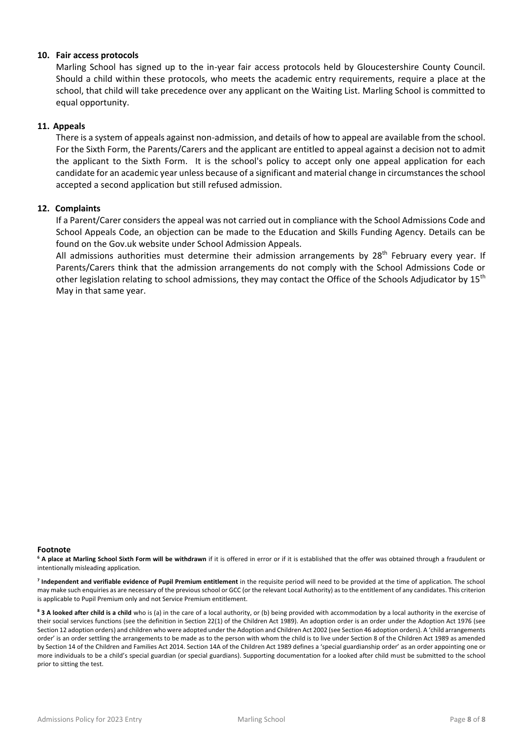## 10. Fair access protocols

Marling School has signed up to the in-year fair access protocols held by Gloucestershire County Council. Should a child within these protocols, who meets the academic entry requirements, require a place at the school, that child will take precedence over any applicant on the Waiting List. Marling School is committed to equal opportunity.

## 11. Appeals

There is a system of appeals against non-admission, and details of how to appeal are available from the school. For the Sixth Form, the Parents/Carers and the applicant are entitled to appeal against a decision not to admit the applicant to the Sixth Form. It is the school's policy to accept only one appeal application for each candidate for an academic year unless because of a significant and material change in circumstances the school accepted a second application but still refused admission.

## 12. Complaints

If a Parent/Carer considers the appeal was not carried out in compliance with the School Admissions Code and School Appeals Code, an objection can be made to the Education and Skills Funding Agency. Details can be found on the Gov.uk website under School Admission Appeals.

All admissions authorities must determine their admission arrangements by 28th February every year. If Parents/Carers think that the admission arrangements do not comply with the School Admissions Code or other legislation relating to school admissions, they may contact the Office of the Schools Adjudicator by 15th May in that same year.

**Footnote**

[6] **A place at Marling School Sixth Form will be withdrawn** if it is offered in error or if it is established that the offer was obtained through a fraudulent or intentionally misleading application.

[7] **Independent and verifiable evidence of Pupil Premium entitlement** in the requisite period will need to be provided at the time of application. The school may make such enquiries as are necessary of the previous school or GCC (or the relevant Local Authority) as to the entitlement of any candidates. This criterion is applicable to Pupil Premium only and not Service Premium entitlement.

[8] **3 A looked after child is a child** who is (a) in the care of a local authority, or (b) being provided with accommodation by a local authority in the exercise of their social services functions (see the definition in Section 22(1) of the Children Act 1989). An adoption order is an order under the Adoption Act 1976 (see Section 12 adoption orders) and children who were adopted under the Adoption and Children Act 2002 (see Section 46 adoption orders). A 'child arrangements order' is an order settling the arrangements to be made as to the person with whom the child is to live under Section 8 of the Children Act 1989 as amended by Section 14 of the Children and Families Act 2014. Section 14A of the Children Act 1989 defines a 'special guardianship order' as an order appointing one or more individuals to be a child's special guardian (or special guardians). Supporting documentation for a looked after child must be submitted to the school prior to sitting the test.